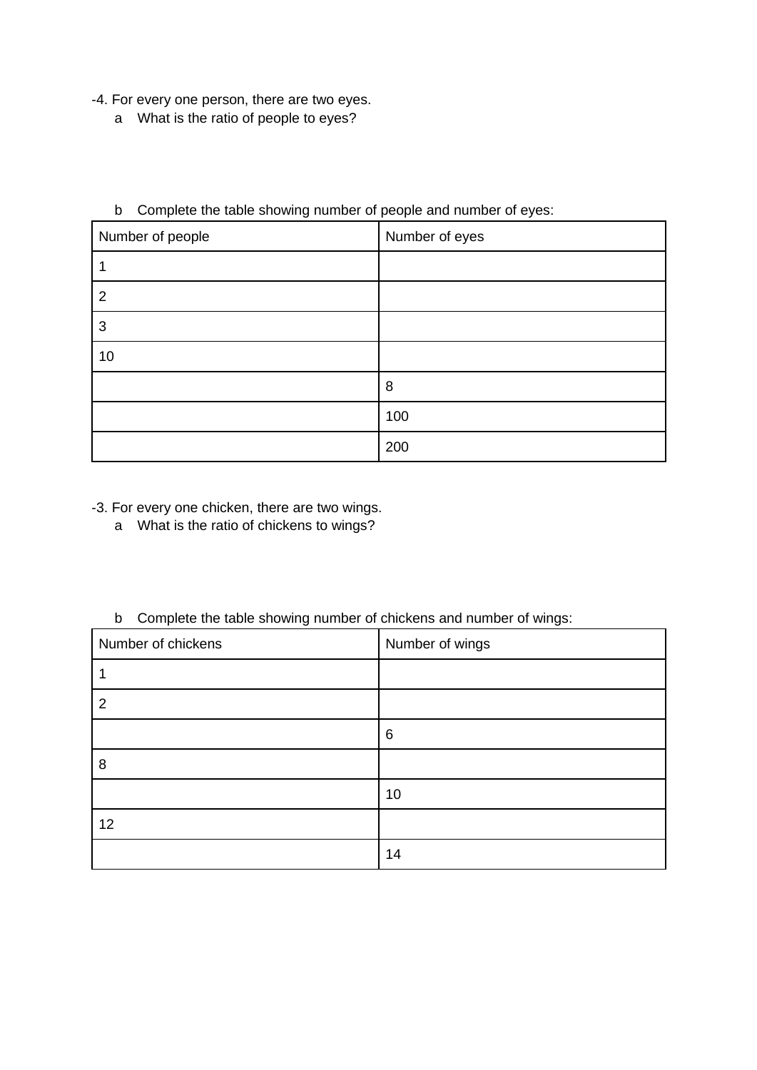-4. For every one person, there are two eyes.

a What is the ratio of people to eyes?

b Complete the table showing number of people and number of eyes:

| Number of people | Number of eyes |
| --- | --- |
| 1 | |
| 2 | |
| 3 | |
| 10 | |
| | 8 |
| | 100 |
| | 200 |

-3. For every one chicken, there are two wings.

a What is the ratio of chickens to wings?

b Complete the table showing number of chickens and number of wings:

| Number of chickens | Number of wings |
| --- | --- |
| 1 | |
| 2 | |
| | 6 |
| 8 | |
| | 10 |
| 12 | |
| | 14 |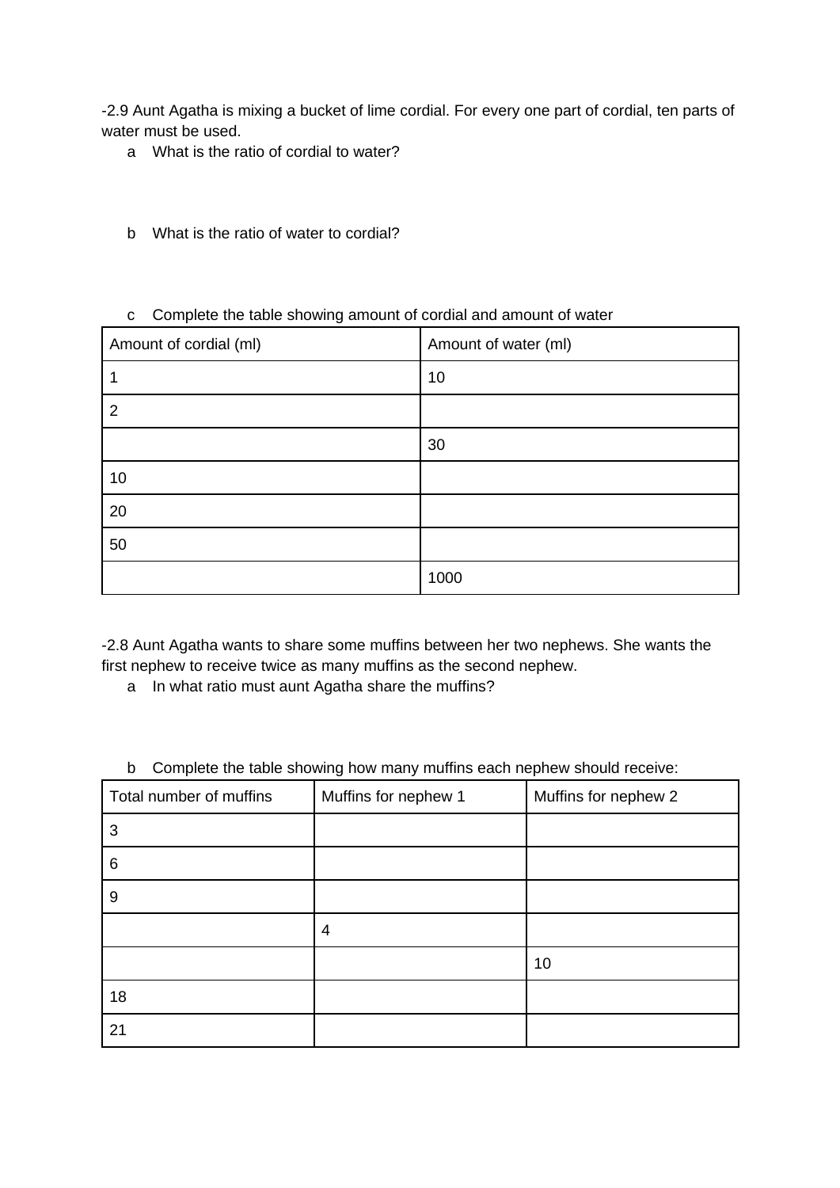-2.9 Aunt Agatha is mixing a bucket of lime cordial. For every one part of cordial, ten parts of water must be used.

a What is the ratio of cordial to water?

b What is the ratio of water to cordial?

c Complete the table showing amount of cordial and amount of water

| Amount of cordial (ml) | Amount of water (ml) |
|---|---|
| 1 | 10 |
| 2 | |
| | 30 |
| 10 | |
| 20 | |
| 50 | |
| | 1000 |

-2.8 Aunt Agatha wants to share some muffins between her two nephews. She wants the first nephew to receive twice as many muffins as the second nephew.

a In what ratio must aunt Agatha share the muffins?

b Complete the table showing how many muffins each nephew should receive:

| Total number of muffins | Muffins for nephew 1 | Muffins for nephew 2 |
|---|---|---|
| 3 | | |
| 6 | | |
| 9 | | |
| | 4 | |
| | | 10 |
| 18 | | |
| 21 | | |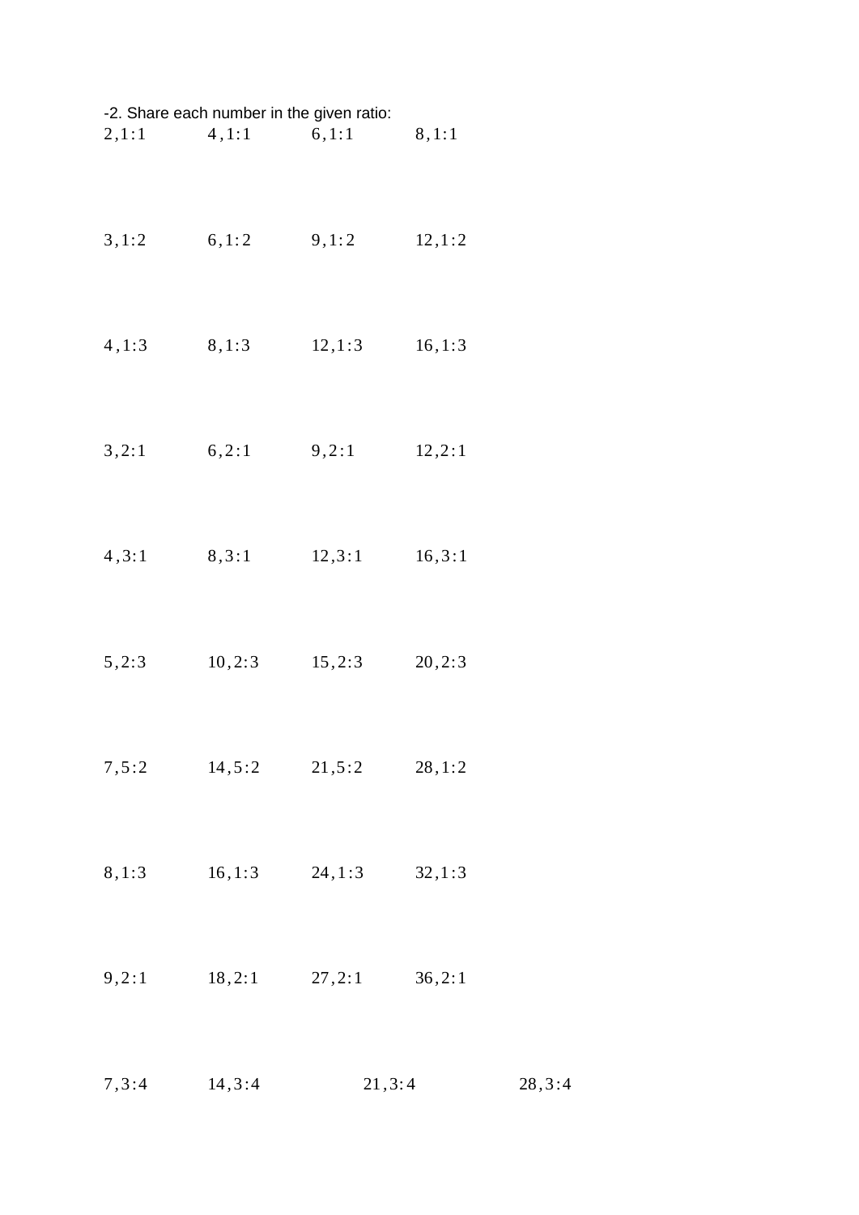-2. Share each number in the given ratio:

2,1:1 4,1:1 6,1:1 8,1:1

3,1:2 6,1:2 9,1:2 12,1:2

4,1:3 8,1:3 12,1:3 16,1:3

3,2:1 6,2:1 9,2:1 12,2:1

4,3:1 8,3:1 12,3:1 16,3:1

5,2:3 10,2:3 15,2:3 20,2:3

7,5:2 14,5:2 21,5:2 28,1:2

8,1:3 16,1:3 24,1:3 32,1:3

9,2:1 18,2:1 27,2:1 36,2:1

7,3:4 14,3:4 21,3:4 28,3:4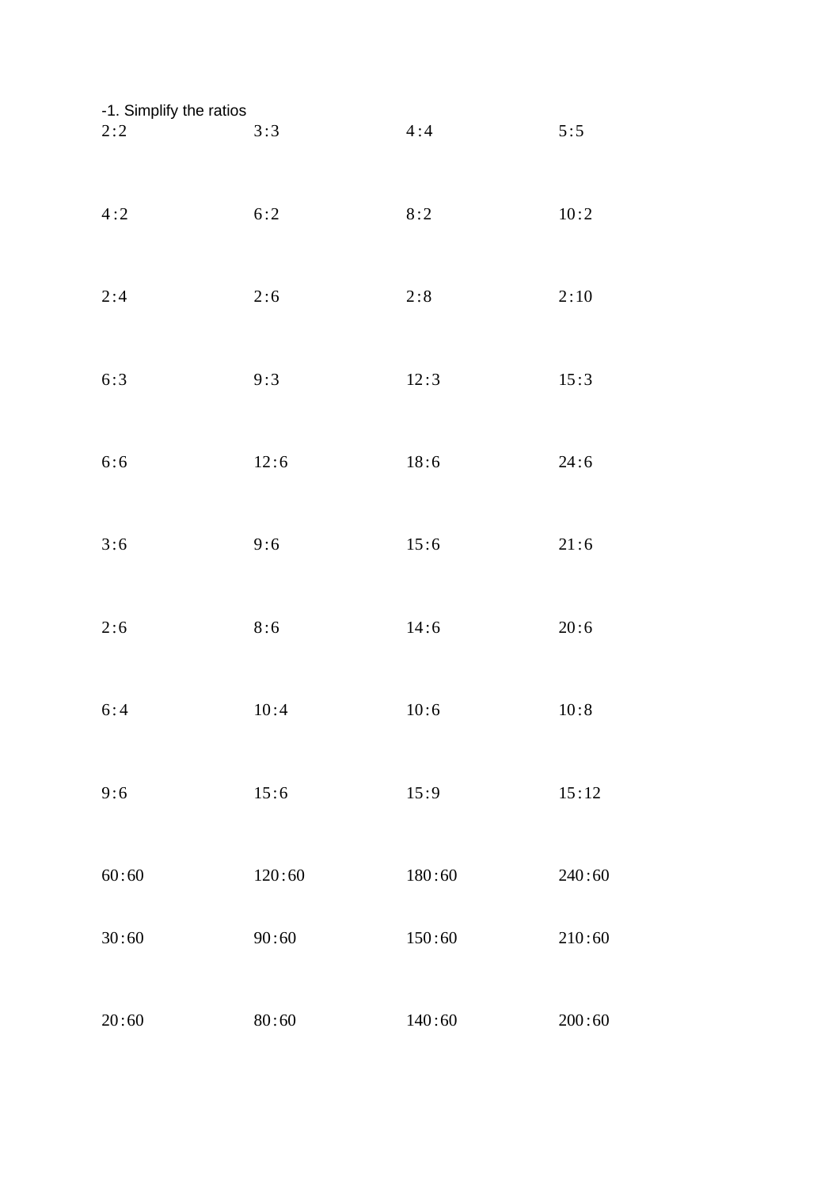-1. Simplify the ratios

| | | | |
|---|---|---|---|
| 2 : 2 | 3 : 3 | 4 : 4 | 5 : 5 |
| 4 : 2 | 6 : 2 | 8 : 2 | 10 : 2 |
| 2 : 4 | 2 : 6 | 2 : 8 | 2 : 10 |
| 6 : 3 | 9 : 3 | 12 : 3 | 15 : 3 |
| 6 : 6 | 12 : 6 | 18 : 6 | 24 : 6 |
| 3 : 6 | 9 : 6 | 15 : 6 | 21 : 6 |
| 2 : 6 | 8 : 6 | 14 : 6 | 20 : 6 |
| 6 : 4 | 10 : 4 | 10 : 6 | 10 : 8 |
| 9 : 6 | 15 : 6 | 15 : 9 | 15 : 12 |
| 60 : 60 | 120 : 60 | 180 : 60 | 240 : 60 |
| 30 : 60 | 90 : 60 | 150 : 60 | 210 : 60 |
| 20 : 60 | 80 : 60 | 140 : 60 | 200 : 60 |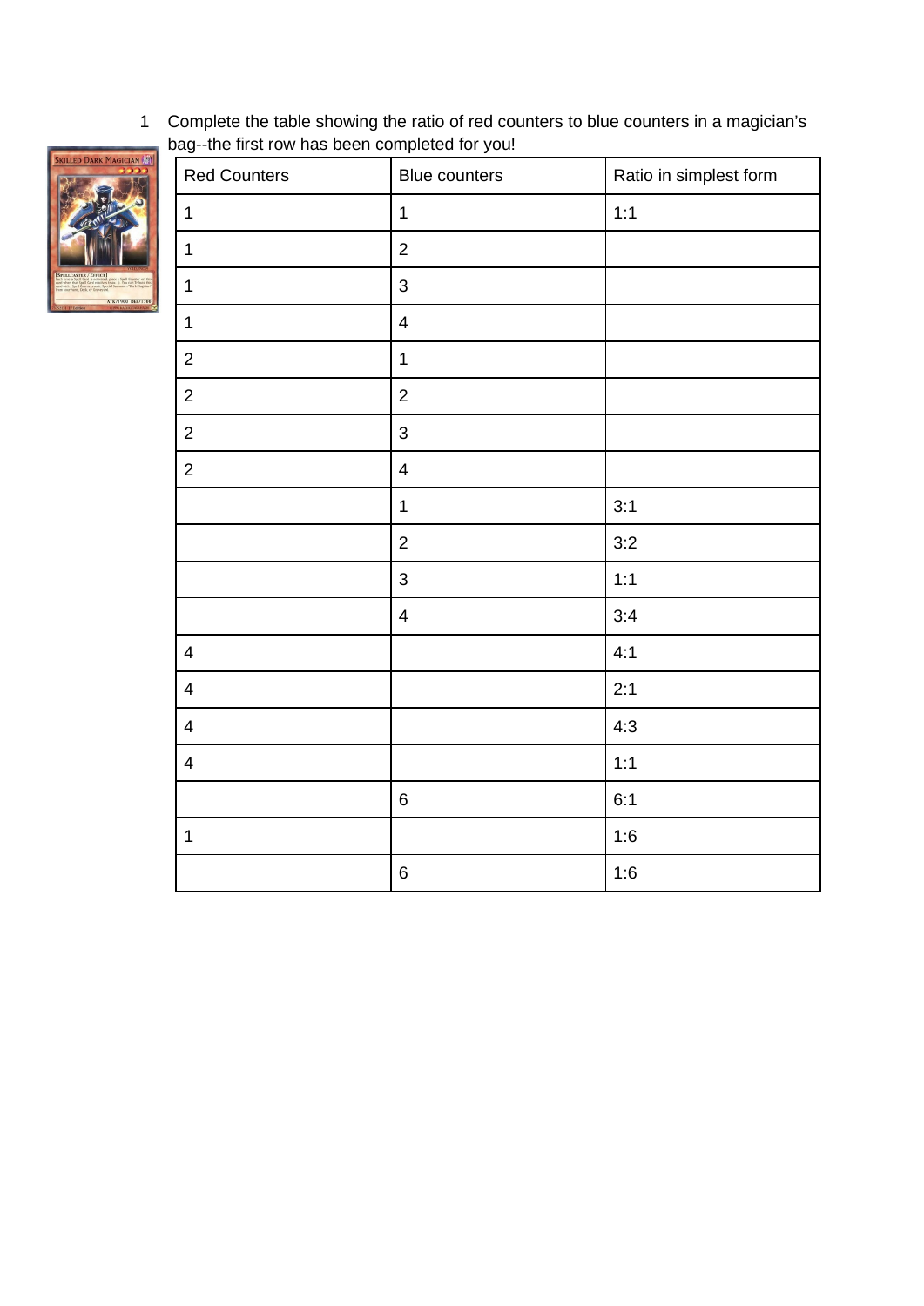1 Complete the table showing the ratio of red counters to blue counters in a magician's bag--the first row has been completed for you!

| Red Counters | Blue counters | Ratio in simplest form |
|---|---|---|
| 1 | 1 | 1:1 |
| 1 | 2 | |
| 1 | 3 | |
| 1 | 4 | |
| 2 | 1 | |
| 2 | 2 | |
| 2 | 3 | |
| 2 | 4 | |
| | 1 | 3:1 |
| | 2 | 3:2 |
| | 3 | 1:1 |
| | 4 | 3:4 |
| 4 | | 4:1 |
| 4 | | 2:1 |
| 4 | | 4:3 |
| 4 | | 1:1 |
| | 6 | 6:1 |
| 1 | | 1:6 |
| | 6 | 1:6 |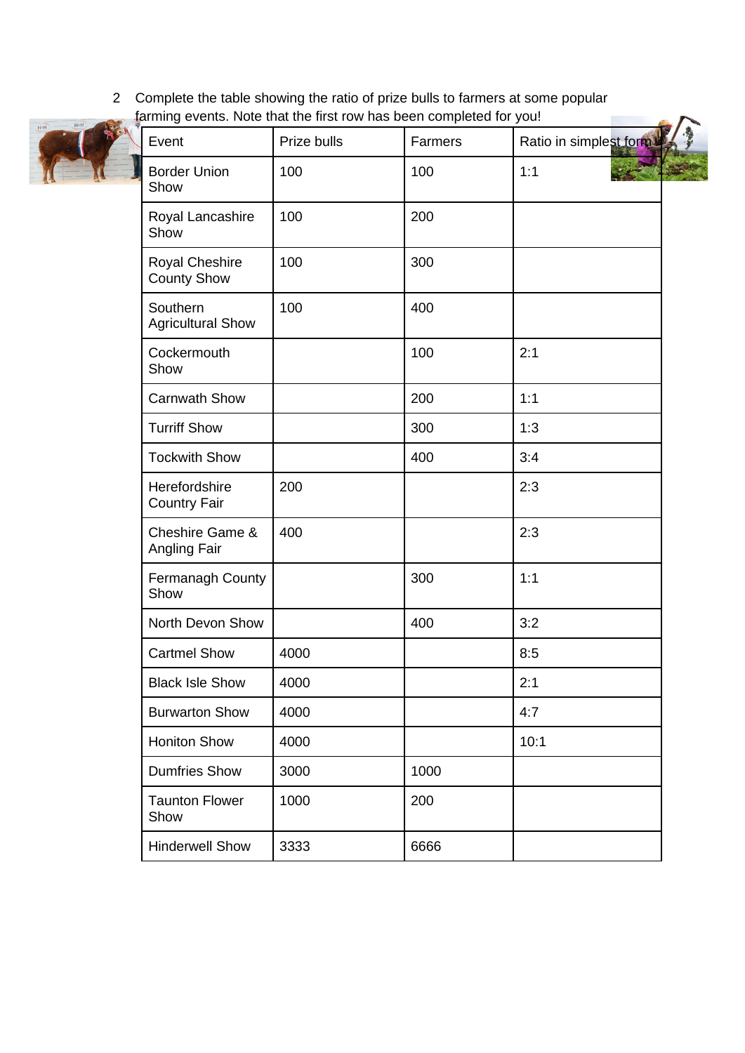2 Complete the table showing the ratio of prize bulls to farmers at some popular farming events. Note that the first row has been completed for you!

| Event | Prize bulls | Farmers | Ratio in simplest form |
|---|---|---|---|
| Border Union Show | 100 | 100 | 1:1 |
| Royal Lancashire Show | 100 | 200 | |
| Royal Cheshire County Show | 100 | 300 | |
| Southern Agricultural Show | 100 | 400 | |
| Cockermouth Show | | 100 | 2:1 |
| Carnwath Show | | 200 | 1:1 |
| Turriff Show | | 300 | 1:3 |
| Tockwith Show | | 400 | 3:4 |
| Herefordshire Country Fair | 200 | | 2:3 |
| Cheshire Game & Angling Fair | 400 | | 2:3 |
| Fermanagh County Show | | 300 | 1:1 |
| North Devon Show | | 400 | 3:2 |
| Cartmel Show | 4000 | | 8:5 |
| Black Isle Show | 4000 | | 2:1 |
| Burwarton Show | 4000 | | 4:7 |
| Honiton Show | 4000 | | 10:1 |
| Dumfries Show | 3000 | 1000 | |
| Taunton Flower Show | 1000 | 200 | |
| Hinderwell Show | 3333 | 6666 | |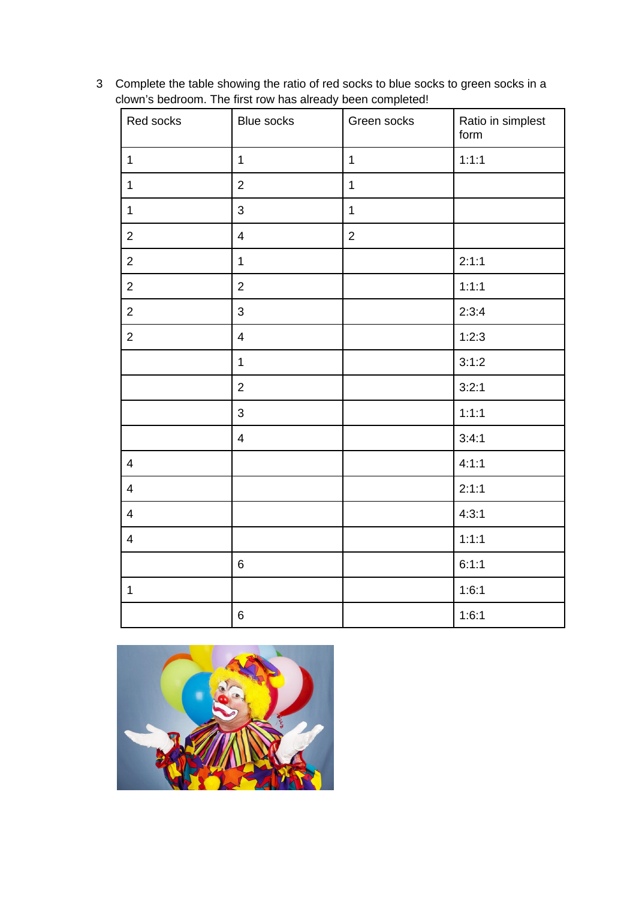3 Complete the table showing the ratio of red socks to blue socks to green socks in a clown's bedroom. The first row has already been completed!

| Red socks | Blue socks | Green socks | Ratio in simplest form |
|---|---|---|---|
| 1 | 1 | 1 | 1:1:1 |
| 1 | 2 | 1 | |
| 1 | 3 | 1 | |
| 2 | 4 | 2 | |
| 2 | 1 | | 2:1:1 |
| 2 | 2 | | 1:1:1 |
| 2 | 3 | | 2:3:4 |
| 2 | 4 | | 1:2:3 |
| | 1 | | 3:1:2 |
| | 2 | | 3:2:1 |
| | 3 | | 1:1:1 |
| | 4 | | 3:4:1 |
| 4 | | | 4:1:1 |
| 4 | | | 2:1:1 |
| 4 | | | 4:3:1 |
| 4 | | | 1:1:1 |
| | 6 | | 6:1:1 |
| 1 | | | 1:6:1 |
| | 6 | | 1:6:1 |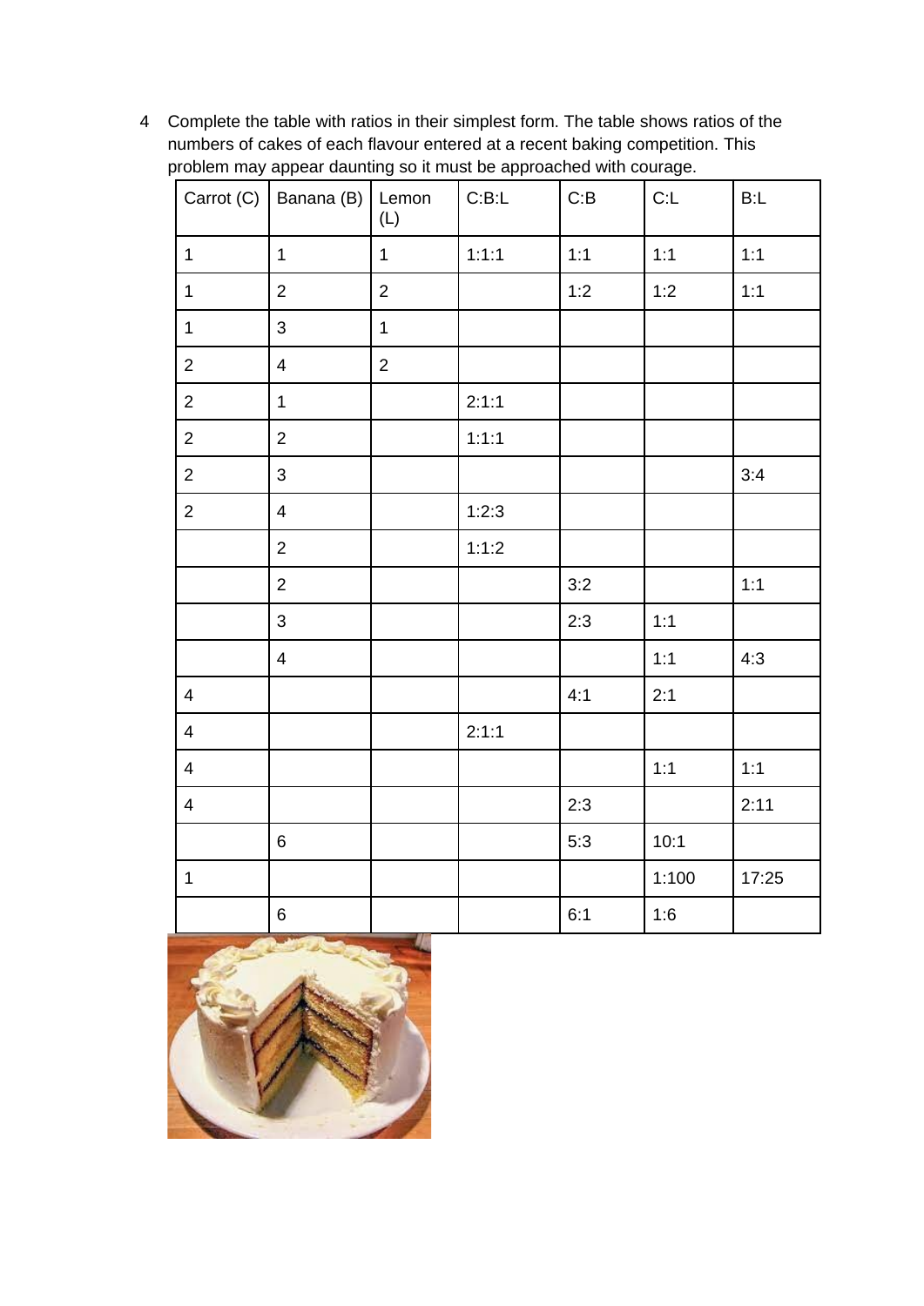4 Complete the table with ratios in their simplest form. The table shows ratios of the numbers of cakes of each flavour entered at a recent baking competition. This problem may appear daunting so it must be approached with courage.

| Carrot (C) | Banana (B) | Lemon (L) | C:B:L | C:B | C:L | B:L |
|---|---|---|---|---|---|---|
| 1 | 1 | 1 | 1:1:1 | 1:1 | 1:1 | 1:1 |
| 1 | 2 | 2 | | 1:2 | 1:2 | 1:1 |
| 1 | 3 | 1 | | | | |
| 2 | 4 | 2 | | | | |
| 2 | 1 | | 2:1:1 | | | |
| 2 | 2 | | 1:1:1 | | | |
| 2 | 3 | | | | | 3:4 |
| 2 | 4 | | 1:2:3 | | | |
| | 2 | | 1:1:2 | | | |
| | 2 | | | 3:2 | | 1:1 |
| | 3 | | | 2:3 | 1:1 | |
| | 4 | | | | 1:1 | 4:3 |
| 4 | | | | 4:1 | 2:1 | |
| 4 | | | 2:1:1 | | | |
| 4 | | | | | 1:1 | 1:1 |
| 4 | | | | 2:3 | | 2:11 |
| | 6 | | | 5:3 | 10:1 | |
| 1 | | | | | 1:100 | 17:25 |
| | 6 | | | 6:1 | 1:6 | |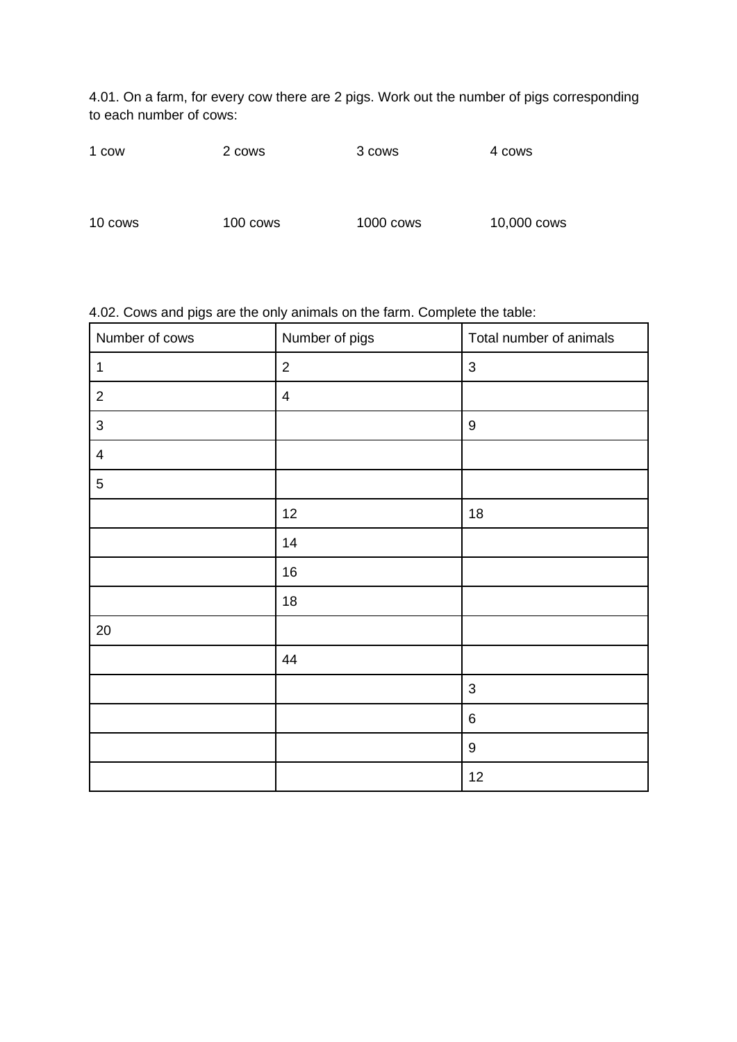4.01. On a farm, for every cow there are 2 pigs. Work out the number of pigs corresponding to each number of cows:

1 cow 　　2 cows 　　3 cows 　　4 cows

10 cows 　　100 cows 　　1000 cows 　　10,000 cows

4.02. Cows and pigs are the only animals on the farm. Complete the table:

| Number of cows | Number of pigs | Total number of animals |
|---|---|---|
| 1 | 2 | 3 |
| 2 | 4 | |
| 3 | | 9 |
| 4 | | |
| 5 | | |
| | 12 | 18 |
| | 14 | |
| | 16 | |
| | 18 | |
| 20 | | |
| | 44 | |
| | | 3 |
| | | 6 |
| | | 9 |
| | | 12 |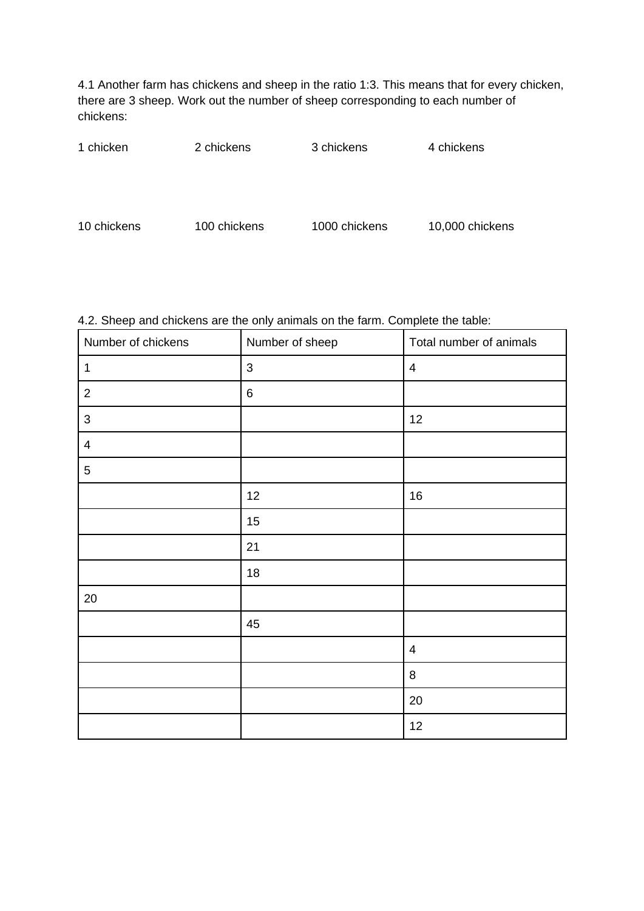4.1 Another farm has chickens and sheep in the ratio 1:3. This means that for every chicken, there are 3 sheep. Work out the number of sheep corresponding to each number of chickens:

1 chicken  2 chickens  3 chickens  4 chickens

10 chickens  100 chickens  1000 chickens  10,000 chickens

4.2. Sheep and chickens are the only animals on the farm. Complete the table:

| Number of chickens | Number of sheep | Total number of animals |
|---|---|---|
| 1 | 3 | 4 |
| 2 | 6 | |
| 3 | | 12 |
| 4 | | |
| 5 | | |
| | 12 | 16 |
| | 15 | |
| | 21 | |
| | 18 | |
| 20 | | |
| | 45 | |
| | | 4 |
| | | 8 |
| | | 20 |
| | | 12 |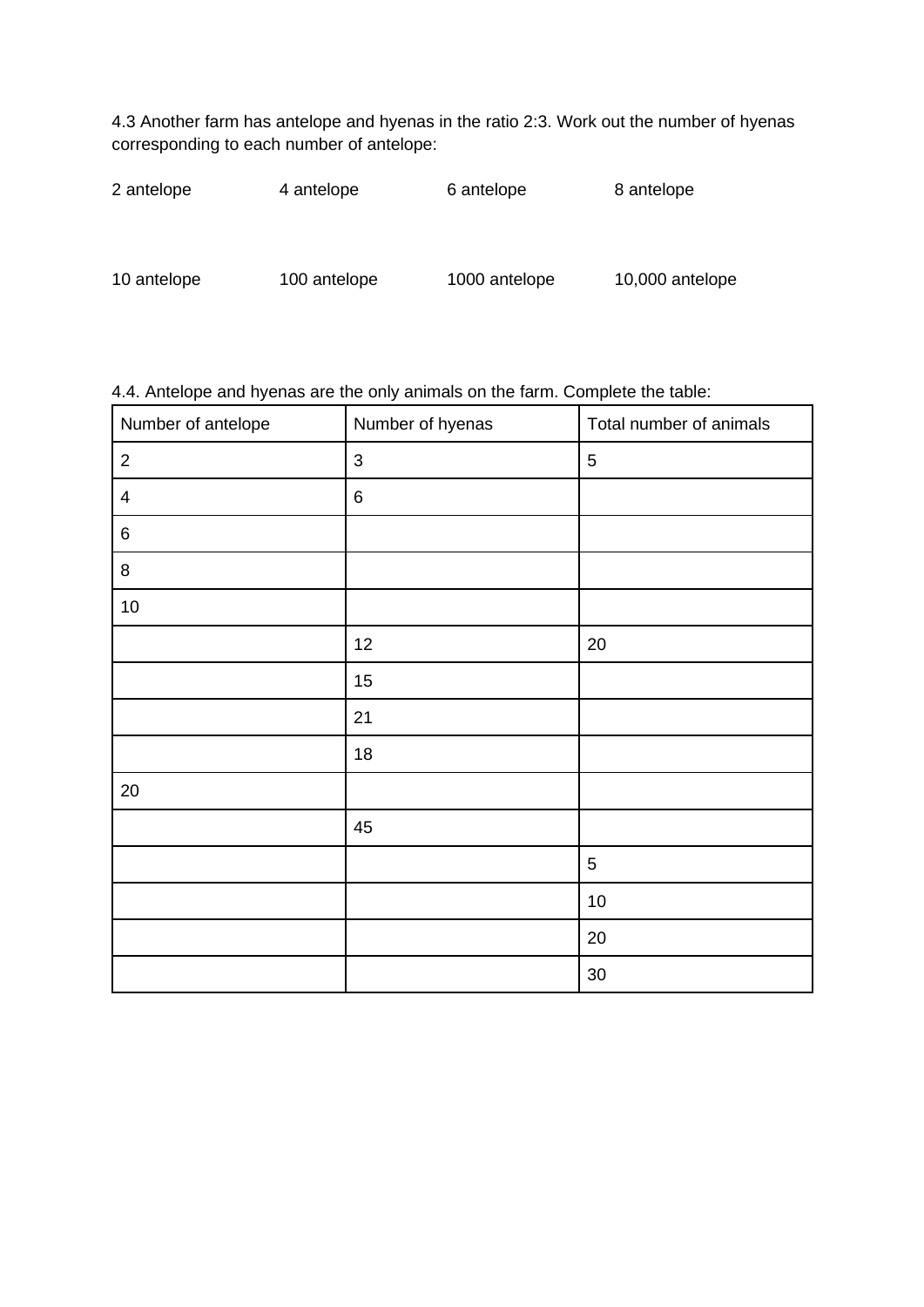4.3 Another farm has antelope and hyenas in the ratio 2:3. Work out the number of hyenas corresponding to each number of antelope:

2 antelope 4 antelope 6 antelope 8 antelope

10 antelope 100 antelope 1000 antelope 10,000 antelope

4.4. Antelope and hyenas are the only animals on the farm. Complete the table:

| Number of antelope | Number of hyenas | Total number of animals |
|---|---|---|
| 2 | 3 | 5 |
| 4 | 6 | |
| 6 | | |
| 8 | | |
| 10 | | |
| | 12 | 20 |
| | 15 | |
| | 21 | |
| | 18 | |
| 20 | | |
| | 45 | |
| | | 5 |
| | | 10 |
| | | 20 |
| | | 30 |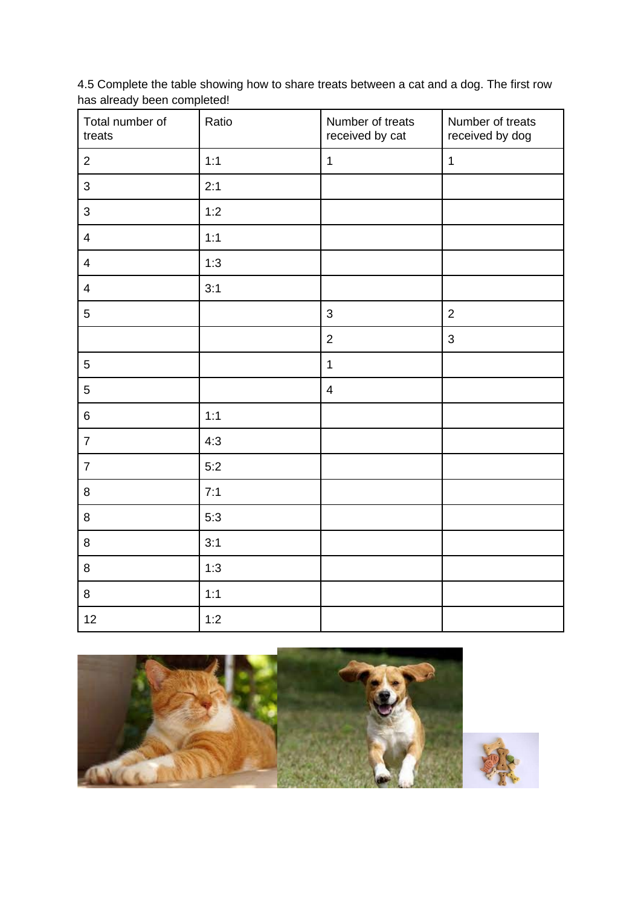4.5 Complete the table showing how to share treats between a cat and a dog. The first row has already been completed!

| Total number of treats | Ratio | Number of treats received by cat | Number of treats received by dog |
|---|---|---|---|
| 2 | 1:1 | 1 | 1 |
| 3 | 2:1 | | |
| 3 | 1:2 | | |
| 4 | 1:1 | | |
| 4 | 1:3 | | |
| 4 | 3:1 | | |
| 5 | | 3 | 2 |
| | | 2 | 3 |
| 5 | | 1 | |
| 5 | | 4 | |
| 6 | 1:1 | | |
| 7 | 4:3 | | |
| 7 | 5:2 | | |
| 8 | 7:1 | | |
| 8 | 5:3 | | |
| 8 | 3:1 | | |
| 8 | 1:3 | | |
| 8 | 1:1 | | |
| 12 | 1:2 | | |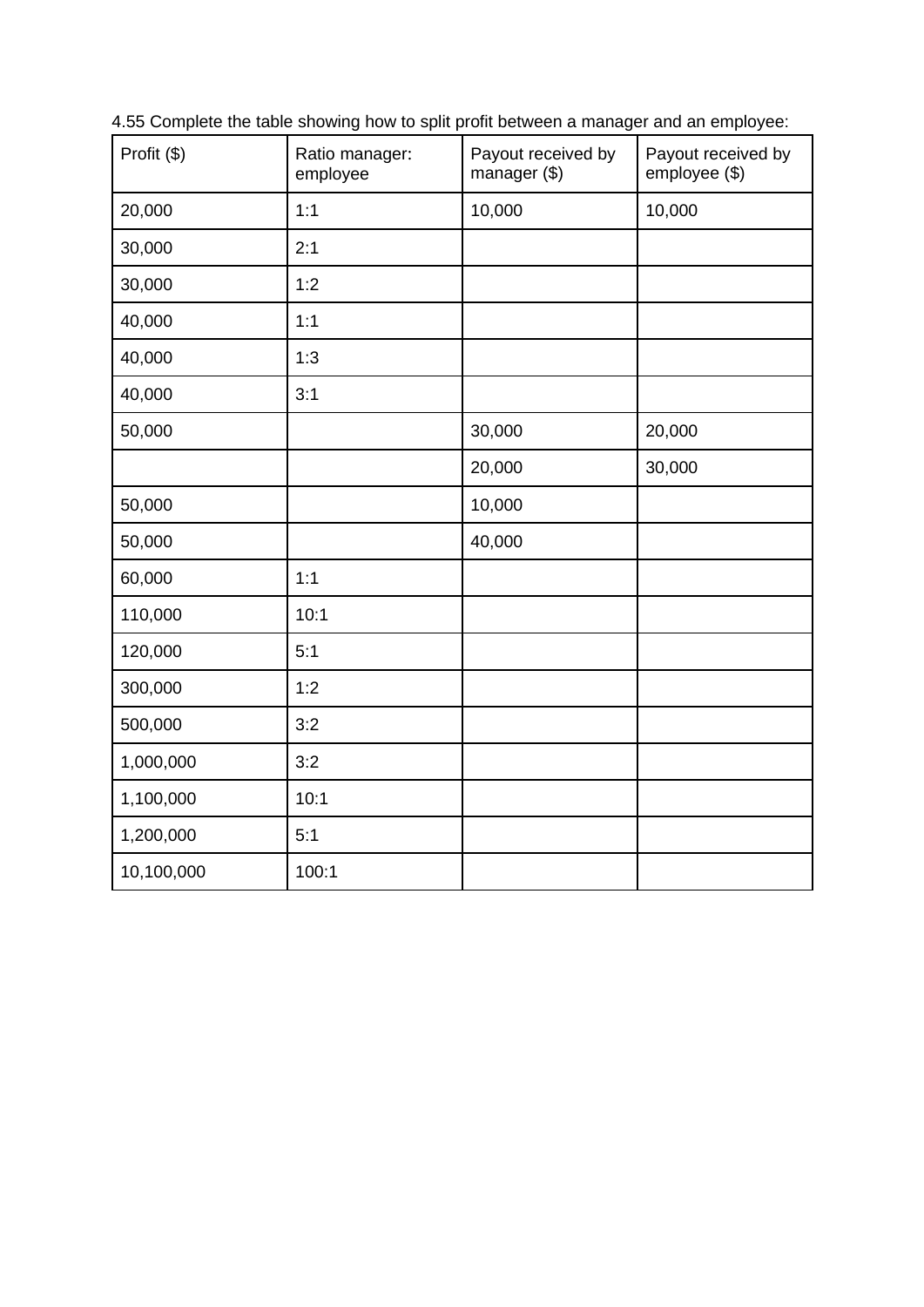4.55 Complete the table showing how to split profit between a manager and an employee:

| Profit ($) | Ratio manager: employee | Payout received by manager ($) | Payout received by employee ($) |
|---|---|---|---|
| 20,000 | 1:1 | 10,000 | 10,000 |
| 30,000 | 2:1 | | |
| 30,000 | 1:2 | | |
| 40,000 | 1:1 | | |
| 40,000 | 1:3 | | |
| 40,000 | 3:1 | | |
| 50,000 | | 30,000 | 20,000 |
| | | 20,000 | 30,000 |
| 50,000 | | 10,000 | |
| 50,000 | | 40,000 | |
| 60,000 | 1:1 | | |
| 110,000 | 10:1 | | |
| 120,000 | 5:1 | | |
| 300,000 | 1:2 | | |
| 500,000 | 3:2 | | |
| 1,000,000 | 3:2 | | |
| 1,100,000 | 10:1 | | |
| 1,200,000 | 5:1 | | |
| 10,100,000 | 100:1 | | |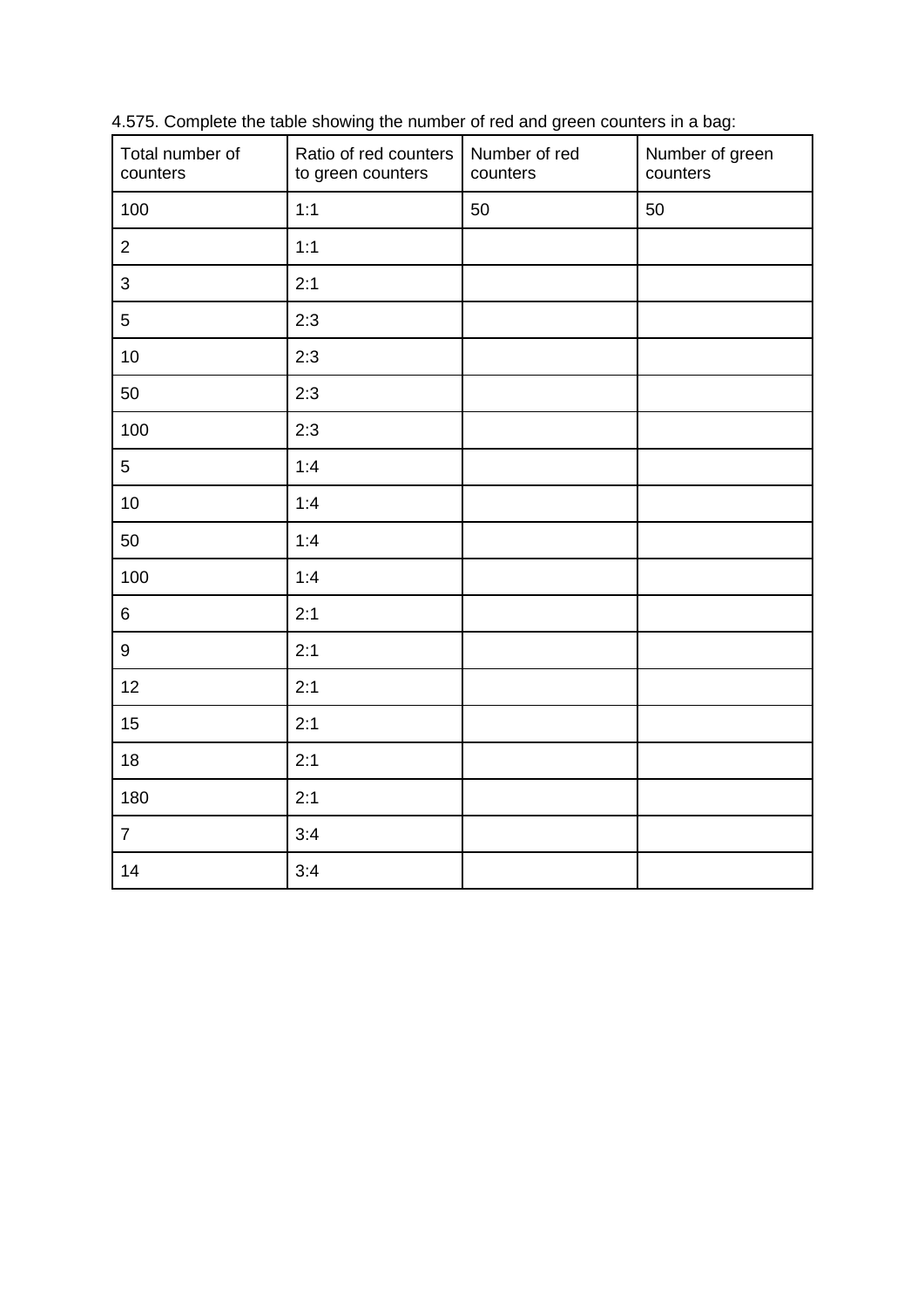4.575. Complete the table showing the number of red and green counters in a bag:

| Total number of counters | Ratio of red counters to green counters | Number of red counters | Number of green counters |
|---|---|---|---|
| 100 | 1:1 | 50 | 50 |
| 2 | 1:1 | | |
| 3 | 2:1 | | |
| 5 | 2:3 | | |
| 10 | 2:3 | | |
| 50 | 2:3 | | |
| 100 | 2:3 | | |
| 5 | 1:4 | | |
| 10 | 1:4 | | |
| 50 | 1:4 | | |
| 100 | 1:4 | | |
| 6 | 2:1 | | |
| 9 | 2:1 | | |
| 12 | 2:1 | | |
| 15 | 2:1 | | |
| 18 | 2:1 | | |
| 180 | 2:1 | | |
| 7 | 3:4 | | |
| 14 | 3:4 | | |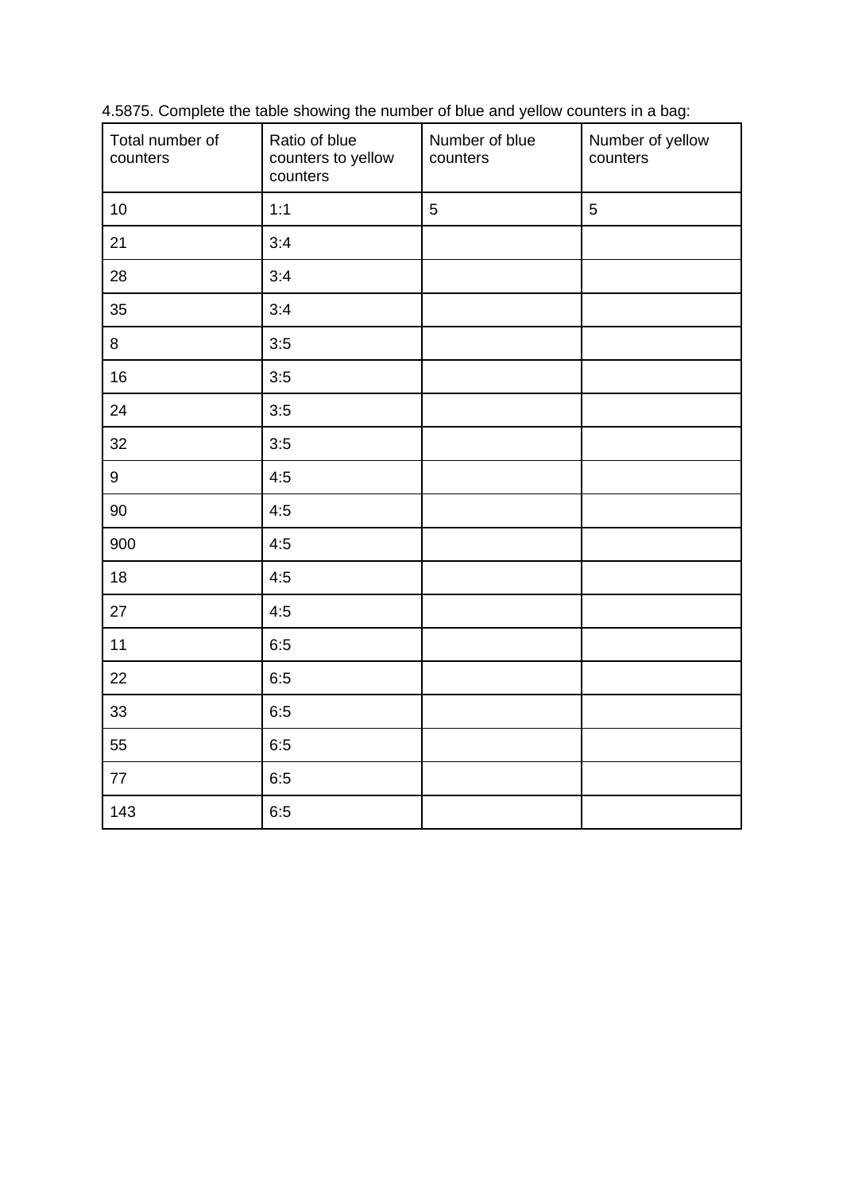4.5875. Complete the table showing the number of blue and yellow counters in a bag:

| Total number of counters | Ratio of blue counters to yellow counters | Number of blue counters | Number of yellow counters |
|---|---|---|---|
| 10 | 1:1 | 5 | 5 |
| 21 | 3:4 | | |
| 28 | 3:4 | | |
| 35 | 3:4 | | |
| 8 | 3:5 | | |
| 16 | 3:5 | | |
| 24 | 3:5 | | |
| 32 | 3:5 | | |
| 9 | 4:5 | | |
| 90 | 4:5 | | |
| 900 | 4:5 | | |
| 18 | 4:5 | | |
| 27 | 4:5 | | |
| 11 | 6:5 | | |
| 22 | 6:5 | | |
| 33 | 6:5 | | |
| 55 | 6:5 | | |
| 77 | 6:5 | | |
| 143 | 6:5 | | |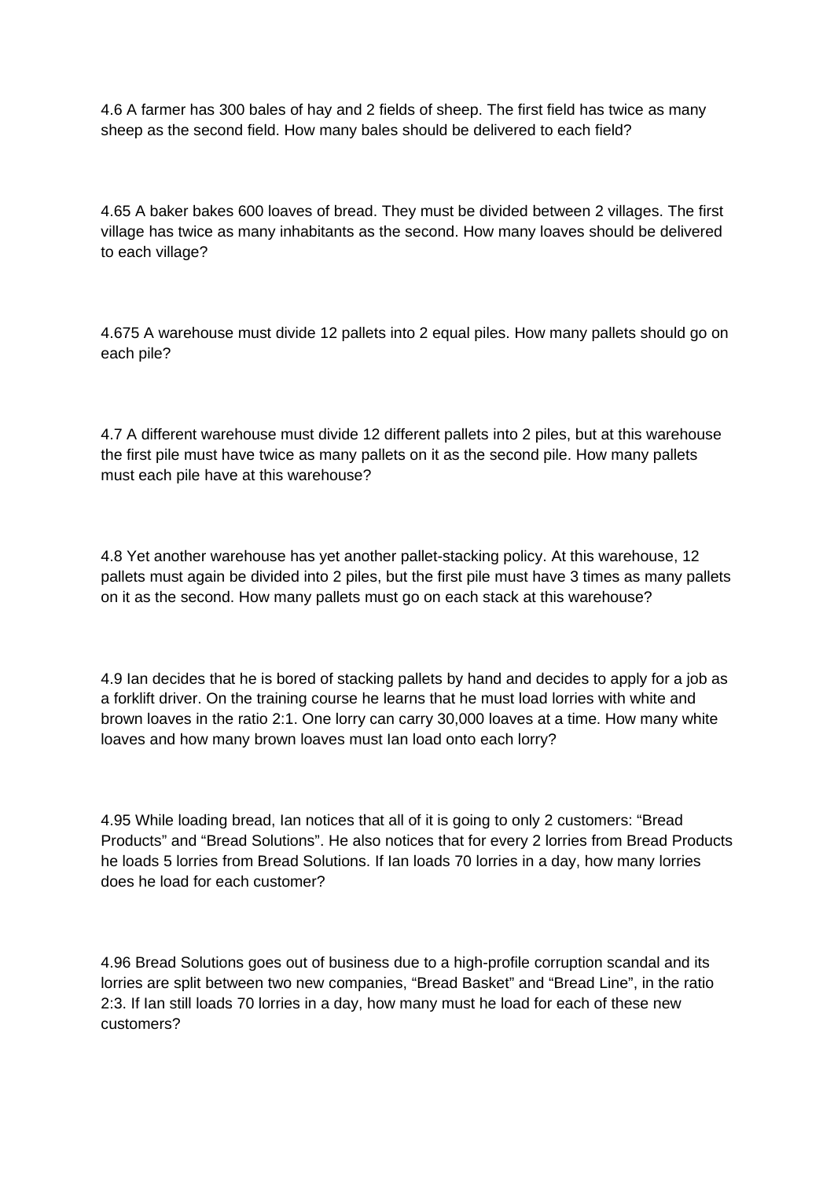4.6 A farmer has 300 bales of hay and 2 fields of sheep. The first field has twice as many sheep as the second field. How many bales should be delivered to each field?

4.65 A baker bakes 600 loaves of bread. They must be divided between 2 villages. The first village has twice as many inhabitants as the second. How many loaves should be delivered to each village?

4.675 A warehouse must divide 12 pallets into 2 equal piles. How many pallets should go on each pile?

4.7 A different warehouse must divide 12 different pallets into 2 piles, but at this warehouse the first pile must have twice as many pallets on it as the second pile. How many pallets must each pile have at this warehouse?

4.8 Yet another warehouse has yet another pallet-stacking policy. At this warehouse, 12 pallets must again be divided into 2 piles, but the first pile must have 3 times as many pallets on it as the second. How many pallets must go on each stack at this warehouse?

4.9 Ian decides that he is bored of stacking pallets by hand and decides to apply for a job as a forklift driver. On the training course he learns that he must load lorries with white and brown loaves in the ratio 2:1. One lorry can carry 30,000 loaves at a time. How many white loaves and how many brown loaves must Ian load onto each lorry?

4.95 While loading bread, Ian notices that all of it is going to only 2 customers: “Bread Products” and “Bread Solutions”. He also notices that for every 2 lorries from Bread Products he loads 5 lorries from Bread Solutions. If Ian loads 70 lorries in a day, how many lorries does he load for each customer?

4.96 Bread Solutions goes out of business due to a high-profile corruption scandal and its lorries are split between two new companies, “Bread Basket” and “Bread Line”, in the ratio 2:3. If Ian still loads 70 lorries in a day, how many must he load for each of these new customers?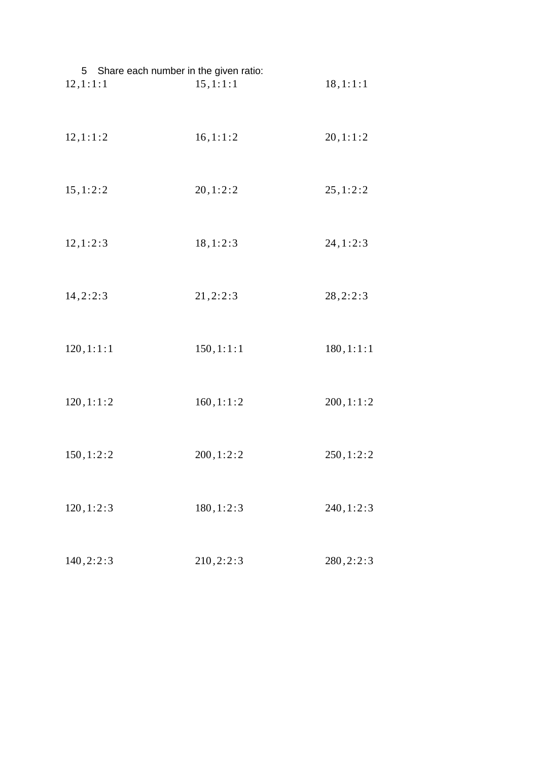5 Share each number in the given ratio:

| | | |
|---|---|---|
| 12, 1:1:1 | 15, 1:1:1 | 18, 1:1:1 |
| 12, 1:1:2 | 16, 1:1:2 | 20, 1:1:2 |
| 15, 1:2:2 | 20, 1:2:2 | 25, 1:2:2 |
| 12, 1:2:3 | 18, 1:2:3 | 24, 1:2:3 |
| 14, 2:2:3 | 21, 2:2:3 | 28, 2:2:3 |
| 120, 1:1:1 | 150, 1:1:1 | 180, 1:1:1 |
| 120, 1:1:2 | 160, 1:1:2 | 200, 1:1:2 |
| 150, 1:2:2 | 200, 1:2:2 | 250, 1:2:2 |
| 120, 1:2:3 | 180, 1:2:3 | 240, 1:2:3 |
| 140, 2:2:3 | 210, 2:2:3 | 280, 2:2:3 |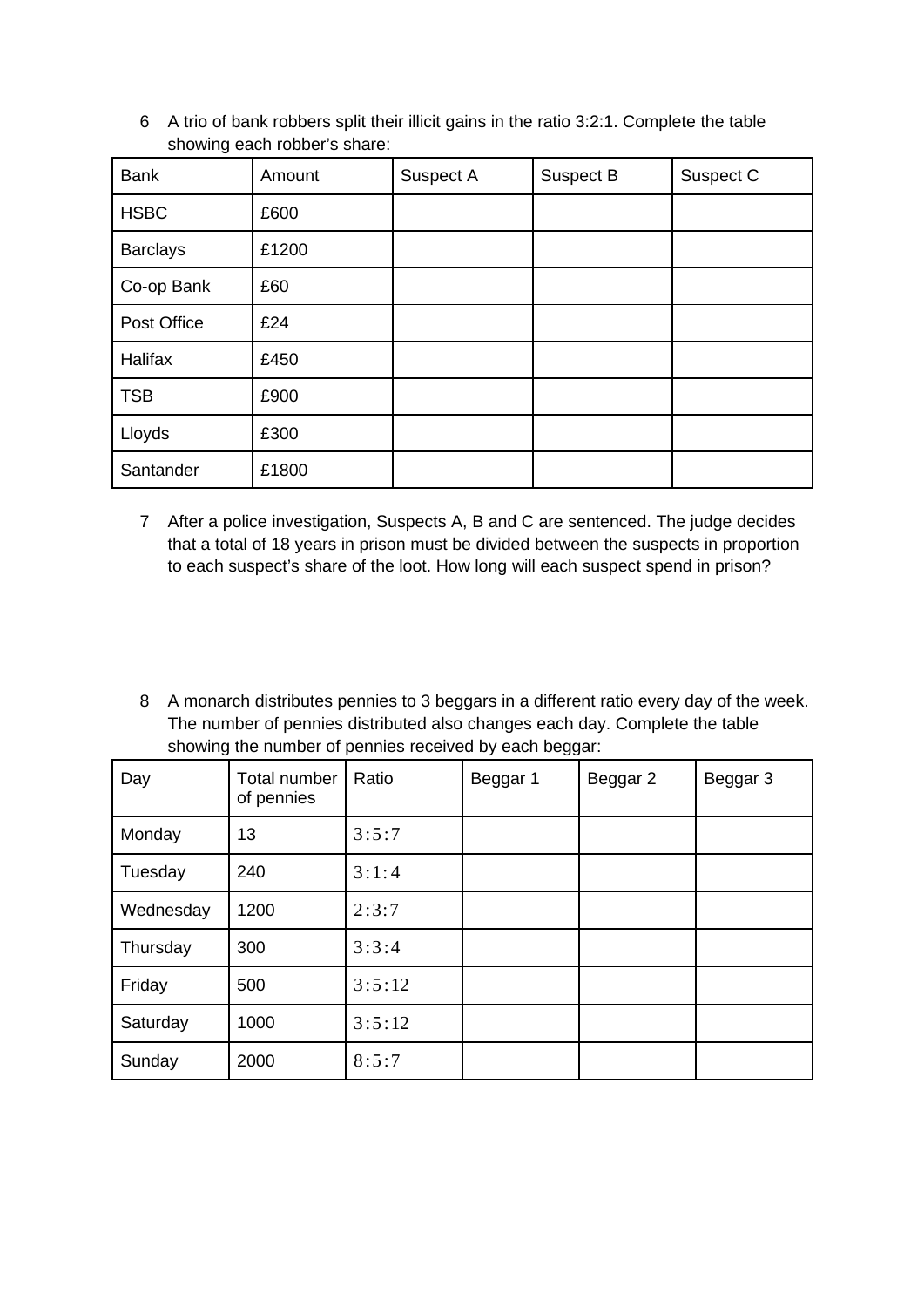6 A trio of bank robbers split their illicit gains in the ratio 3:2:1. Complete the table showing each robber's share:

| Bank | Amount | Suspect A | Suspect B | Suspect C |
|---|---|---|---|---|
| HSBC | £600 | | | |
| Barclays | £1200 | | | |
| Co-op Bank | £60 | | | |
| Post Office | £24 | | | |
| Halifax | £450 | | | |
| TSB | £900 | | | |
| Lloyds | £300 | | | |
| Santander | £1800 | | | |

7 After a police investigation, Suspects A, B and C are sentenced. The judge decides that a total of 18 years in prison must be divided between the suspects in proportion to each suspect's share of the loot. How long will each suspect spend in prison?

8 A monarch distributes pennies to 3 beggars in a different ratio every day of the week. The number of pennies distributed also changes each day. Complete the table showing the number of pennies received by each beggar:

| Day | Total number of pennies | Ratio | Beggar 1 | Beggar 2 | Beggar 3 |
|---|---|---|---|---|---|
| Monday | 13 | $3:5:7$ | | | |
| Tuesday | 240 | $3:1:4$ | | | |
| Wednesday | 1200 | $2:3:7$ | | | |
| Thursday | 300 | $3:3:4$ | | | |
| Friday | 500 | $3:5:12$ | | | |
| Saturday | 1000 | $3:5:12$ | | | |
| Sunday | 2000 | $8:5:7$ | | | |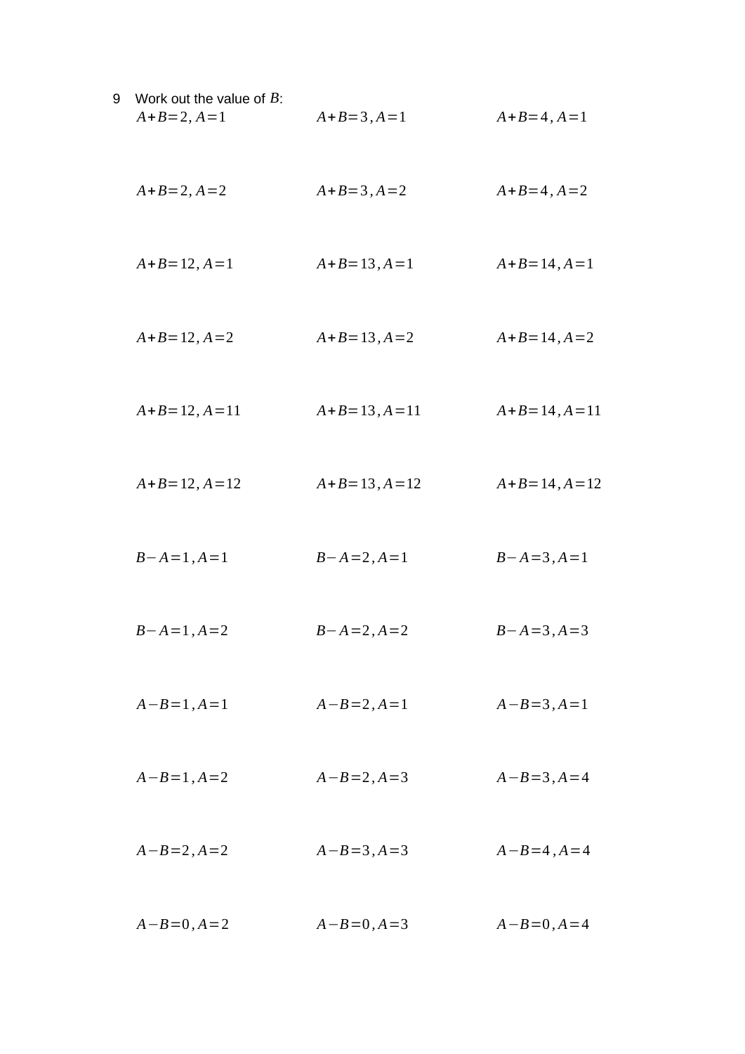9 Work out the value of $B$:

$A+B=2, A=1$

$A+B=3, A=1$

$A+B=4, A=1$

$A+B=2, A=2$

$A+B=3, A=2$

$A+B=4, A=2$

$A+B=12, A=1$

$A+B=13, A=1$

$A+B=14, A=1$

$A+B=12, A=2$

$A+B=13, A=2$

$A+B=14, A=2$

$A+B=12, A=11$

$A+B=13, A=11$

$A+B=14, A=11$

$A+B=12, A=12$

$A+B=13, A=12$

$A+B=14, A=12$

$B-A=1, A=1$

$B-A=2, A=1$

$B-A=3, A=1$

$B-A=1, A=2$

$B-A=2, A=2$

$B-A=3, A=3$

$A-B=1, A=1$

$A-B=2, A=1$

$A-B=3, A=1$

$A-B=1, A=2$

$A-B=2, A=3$

$A-B=3, A=4$

$A-B=2, A=2$

$A-B=3, A=3$

$A-B=4, A=4$

$A-B=0, A=2$

$A-B=0, A=3$

$A-B=0, A=4$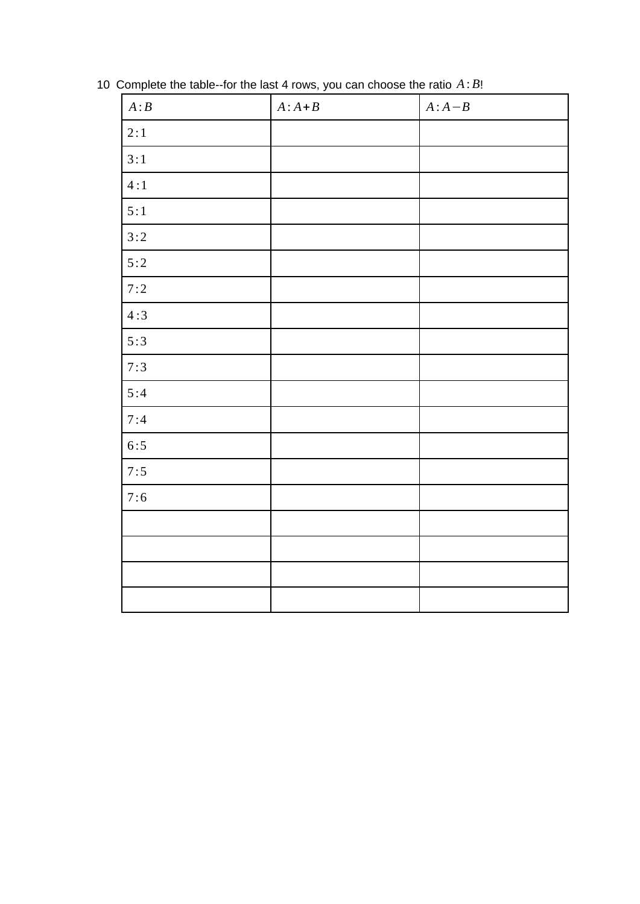10 Complete the table--for the last 4 rows, you can choose the ratio $A:B$!

| $A:B$ | $A:A+B$ | $A:A-B$ |
|---|---|---|
| $2:1$ | | |
| $3:1$ | | |
| $4:1$ | | |
| $5:1$ | | |
| $3:2$ | | |
| $5:2$ | | |
| $7:2$ | | |
| $4:3$ | | |
| $5:3$ | | |
| $7:3$ | | |
| $5:4$ | | |
| $7:4$ | | |
| $6:5$ | | |
| $7:5$ | | |
| $7:6$ | | |
| | | |
| | | |
| | | |
| | | |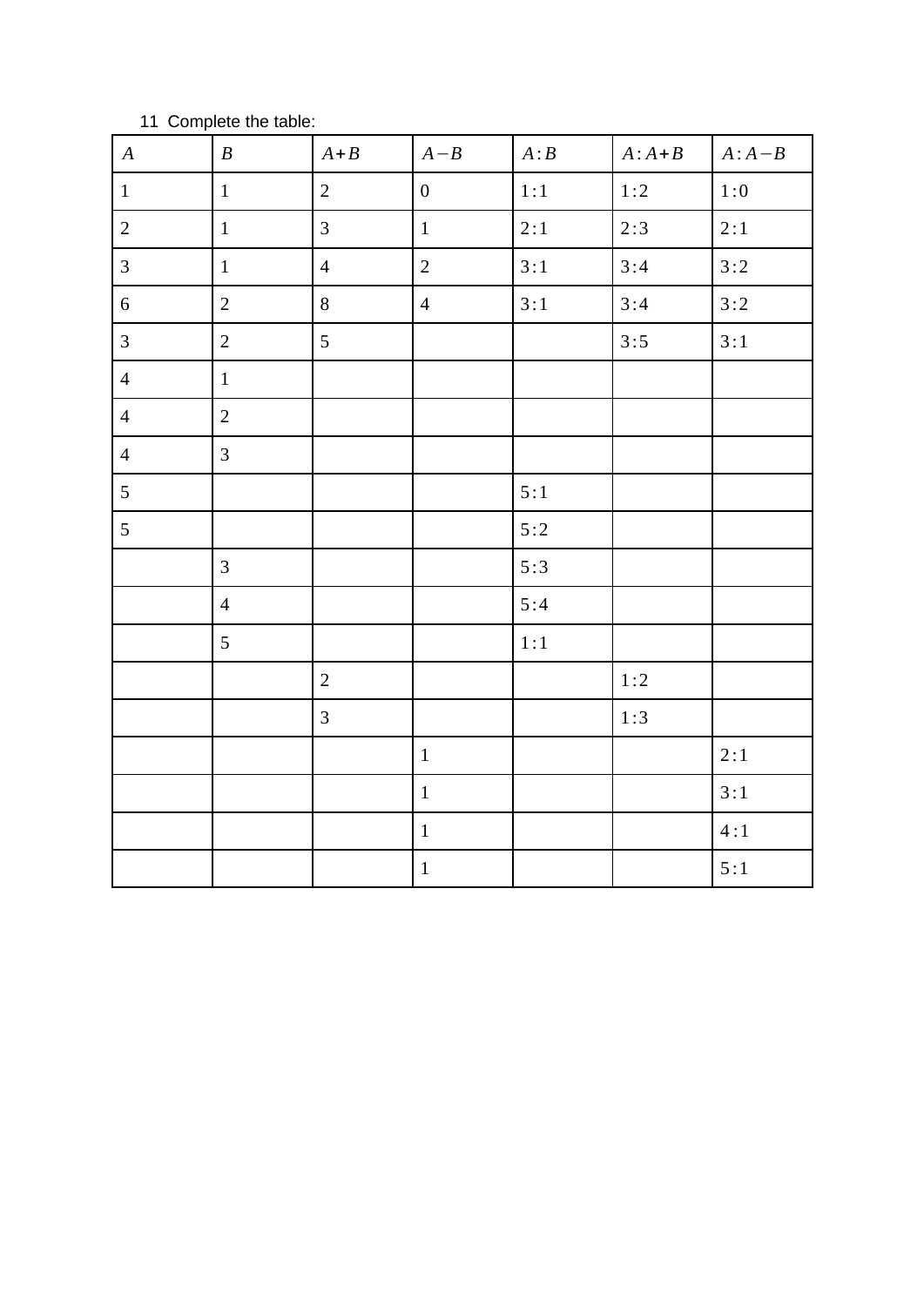11 Complete the table:

| $A$ | $B$ | $A+B$ | $A-B$ | $A:B$ | $A:A+B$ | $A:A-B$ |
|---|---|---|---|---|---|---|
| 1 | 1 | 2 | 0 | 1:1 | 1:2 | 1:0 |
| 2 | 1 | 3 | 1 | 2:1 | 2:3 | 2:1 |
| 3 | 1 | 4 | 2 | 3:1 | 3:4 | 3:2 |
| 6 | 2 | 8 | 4 | 3:1 | 3:4 | 3:2 |
| 3 | 2 | 5 | | | 3:5 | 3:1 |
| 4 | 1 | | | | | |
| 4 | 2 | | | | | |
| 4 | 3 | | | | | |
| 5 | | | | 5:1 | | |
| 5 | | | | 5:2 | | |
| | 3 | | | 5:3 | | |
| | 4 | | | 5:4 | | |
| | 5 | | | 1:1 | | |
| | | 2 | | | 1:2 | |
| | | 3 | | | 1:3 | |
| | | | 1 | | | 2:1 |
| | | | 1 | | | 3:1 |
| | | | 1 | | | 4:1 |
| | | | 1 | | | 5:1 |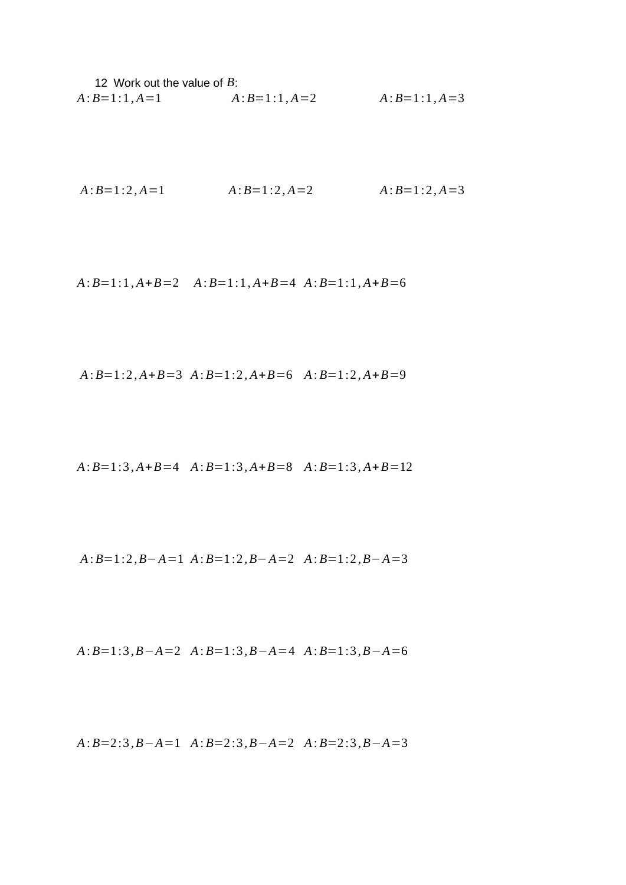12 Work out the value of $B$:

$A:B=1:1, A=1$ $\quad$ $A:B=1:1, A=2$ $\quad$ $A:B=1:1, A=3$

$A:B=1:2, A=1$ $\quad$ $A:B=1:2, A=2$ $\quad$ $A:B=1:2, A=3$

$A:B=1:1, A+B=2$ $\quad$ $A:B=1:1, A+B=4$ $\quad$ $A:B=1:1, A+B=6$

$A:B=1:2, A+B=3$ $\quad$ $A:B=1:2, A+B=6$ $\quad$ $A:B=1:2, A+B=9$

$A:B=1:3, A+B=4$ $\quad$ $A:B=1:3, A+B=8$ $\quad$ $A:B=1:3, A+B=12$

$A:B=1:2, B-A=1$ $\quad$ $A:B=1:2, B-A=2$ $\quad$ $A:B=1:2, B-A=3$

$A:B=1:3, B-A=2$ $\quad$ $A:B=1:3, B-A=4$ $\quad$ $A:B=1:3, B-A=6$

$A:B=2:3, B-A=1$ $\quad$ $A:B=2:3, B-A=2$ $\quad$ $A:B=2:3, B-A=3$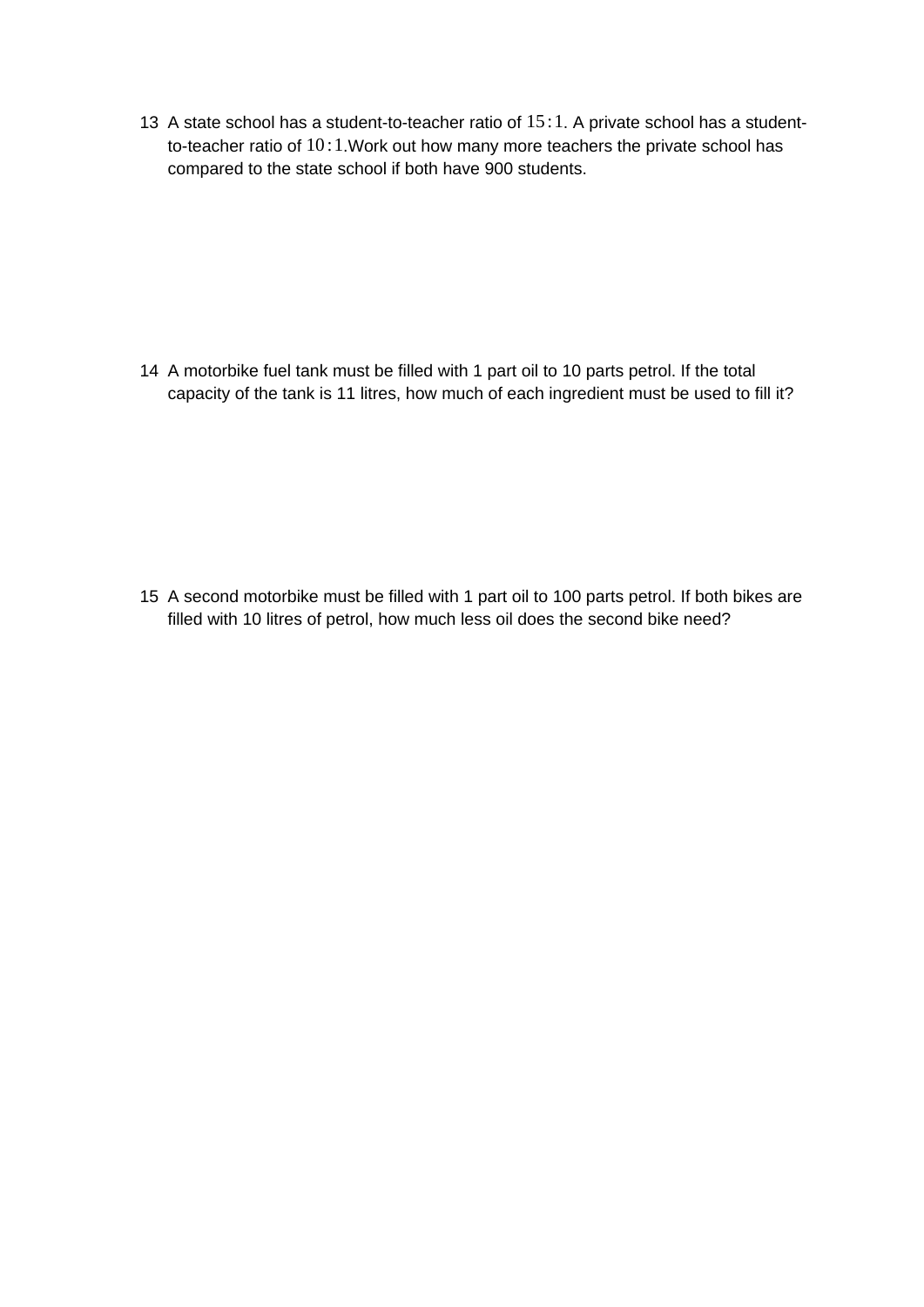13 A state school has a student-to-teacher ratio of $15:1$. A private school has a student-to-teacher ratio of $10:1$.Work out how many more teachers the private school has compared to the state school if both have 900 students.

14 A motorbike fuel tank must be filled with 1 part oil to 10 parts petrol. If the total capacity of the tank is 11 litres, how much of each ingredient must be used to fill it?

15 A second motorbike must be filled with 1 part oil to 100 parts petrol. If both bikes are filled with 10 litres of petrol, how much less oil does the second bike need?